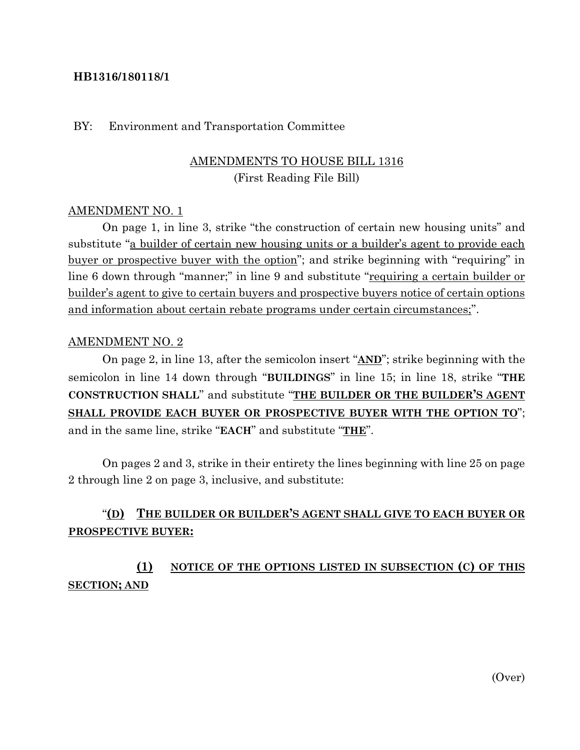**HB1316/180118/1**

BY: Environment and Transportation Committee

<u>AMENDMENTS TO HOUSE BILL 1316</u>
(First Reading File Bill)

<u>AMENDMENT NO. 1</u>

On page 1, in line 3, strike "the construction of certain new housing units" and substitute "<u>a builder of certain new housing units or a builder's agent to provide each buyer or prospective buyer with the option</u>"; and strike beginning with "requiring" in line 6 down through "manner;" in line 9 and substitute "<u>requiring a certain builder or builder's agent to give to certain buyers and prospective buyers notice of certain options and information about certain rebate programs under certain circumstances;</u>".

<u>AMENDMENT NO. 2</u>

On page 2, in line 13, after the semicolon insert "**<u>AND</u>**"; strike beginning with the semicolon in line 14 down through "**BUILDINGS**" in line 15; in line 18, strike "**THE CONSTRUCTION SHALL**" and substitute "**<u>THE BUILDER OR THE BUILDER'S AGENT SHALL PROVIDE EACH BUYER OR PROSPECTIVE BUYER WITH THE OPTION TO</u>**"; and in the same line, strike "**EACH**" and substitute "**<u>THE</u>**".

On pages 2 and 3, strike in their entirety the lines beginning with line 25 on page 2 through line 2 on page 3, inclusive, and substitute:

"**<u>(D) THE BUILDER OR BUILDER'S AGENT SHALL GIVE TO EACH BUYER OR PROSPECTIVE BUYER:</u>**

**<u>(1) NOTICE OF THE OPTIONS LISTED IN SUBSECTION (C) OF THIS SECTION; AND</u>**

(Over)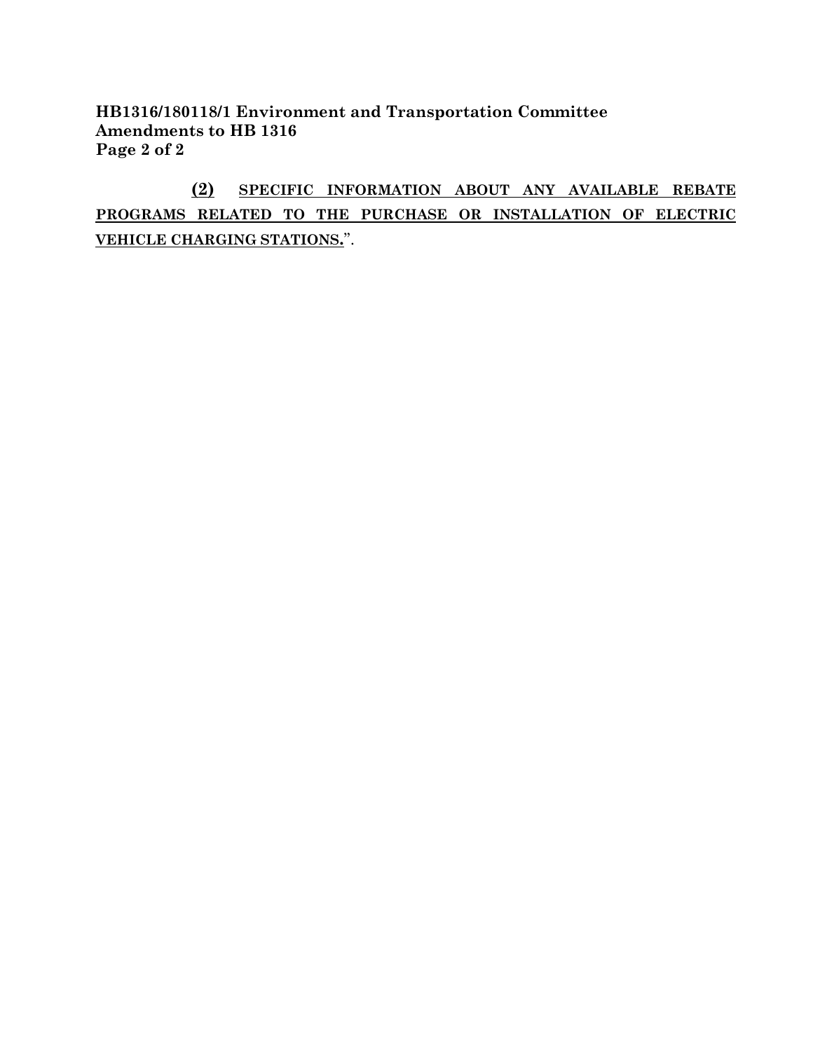**(2)** **SPECIFIC INFORMATION ABOUT ANY AVAILABLE REBATE PROGRAMS RELATED TO THE PURCHASE OR INSTALLATION OF ELECTRIC VEHICLE CHARGING STATIONS.**".